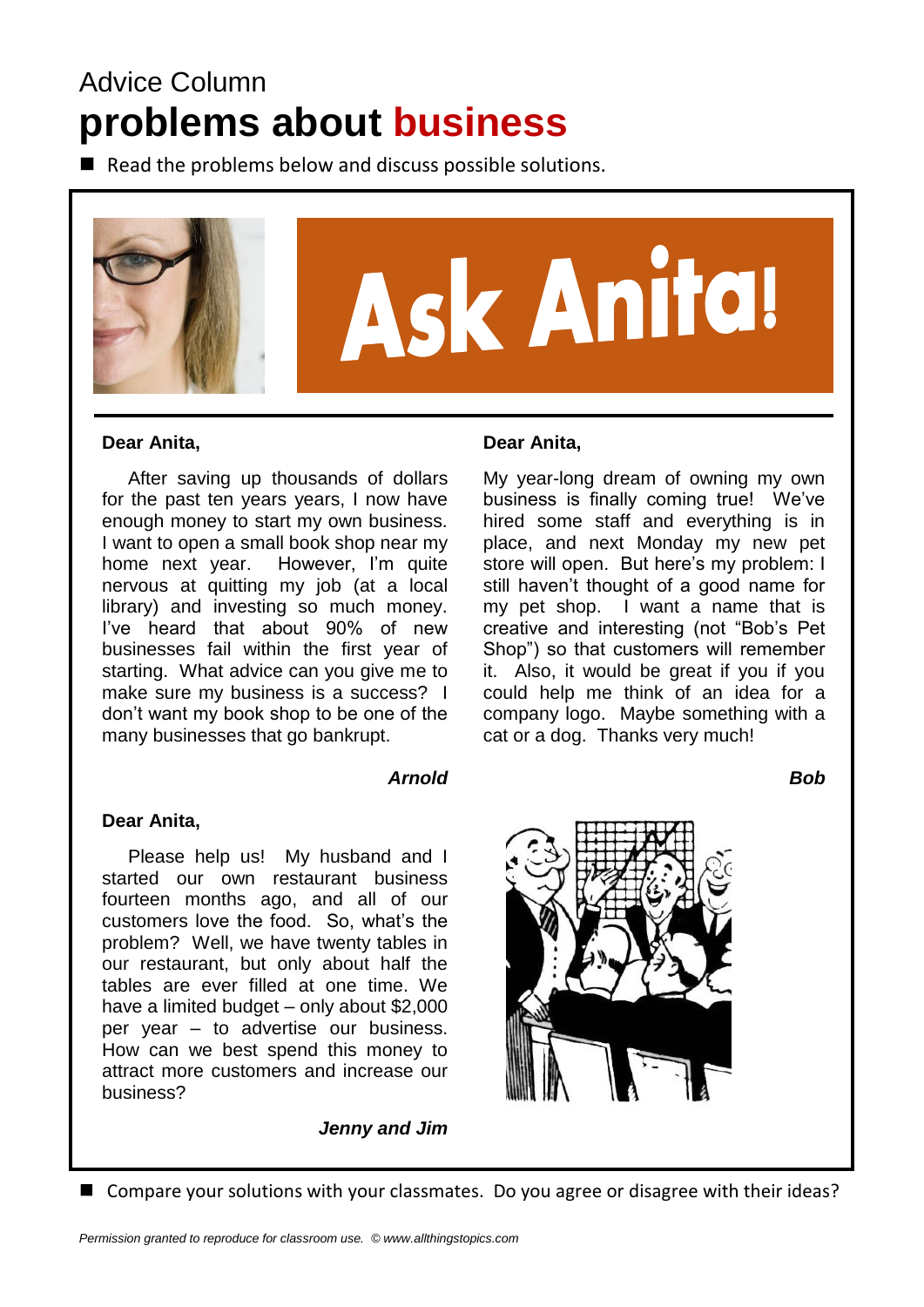Advice Column

# problems about business

- Read the problems below and discuss possible solutions.

## Ask Anita!

**Dear Anita,**

After saving up thousands of dollars for the past ten years years, I now have enough money to start my own business. I want to open a small book shop near my home next year. However, I'm quite nervous at quitting my job (at a local library) and investing so much money. I've heard that about 90% of new businesses fail within the first year of starting. What advice can you give me to make sure my business is a success? I don't want my book shop to be one of the many businesses that go bankrupt.

***Arnold***

**Dear Anita,**

My year-long dream of owning my own business is finally coming true! We've hired some staff and everything is in place, and next Monday my new pet store will open. But here's my problem: I still haven't thought of a good name for my pet shop. I want a name that is creative and interesting (not "Bob's Pet Shop") so that customers will remember it. Also, it would be great if you if you could help me think of an idea for a company logo. Maybe something with a cat or a dog. Thanks very much!

***Bob***

**Dear Anita,**

Please help us! My husband and I started our own restaurant business fourteen months ago, and all of our customers love the food. So, what's the problem? Well, we have twenty tables in our restaurant, but only about half the tables are ever filled at one time. We have a limited budget – only about $2,000 per year – to advertise our business. How can we best spend this money to attract more customers and increase our business?

***Jenny and Jim***

- Compare your solutions with your classmates. Do you agree or disagree with their ideas?

*Permission granted to reproduce for classroom use. © www.allthingstopics.com*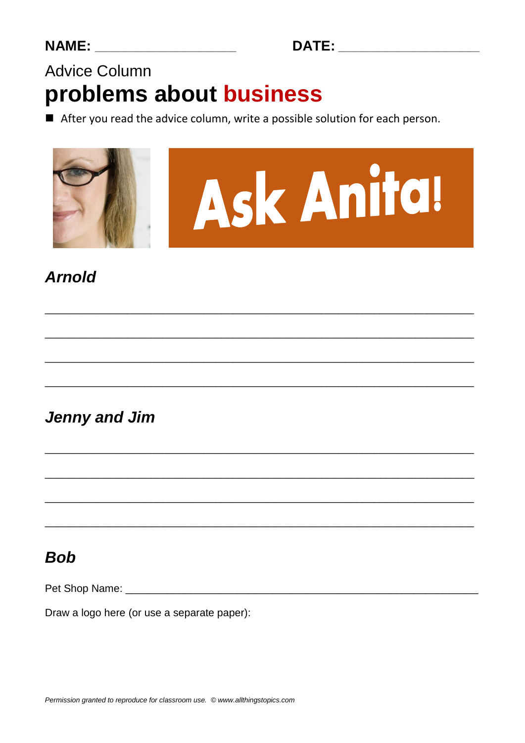NAME: ____________________ DATE: ____________________

Advice Column

# problems about business

- After you read the advice column, write a possible solution for each person.

Ask Anita!

## *Arnold*

_______________________________________________________________

_______________________________________________________________

_______________________________________________________________

_______________________________________________________________

## *Jenny and Jim*

_______________________________________________________________

_______________________________________________________________

_______________________________________________________________

_______________________________________________________________

## *Bob*

Pet Shop Name: _______________________________________________

Draw a logo here (or use a separate paper):

*Permission granted to reproduce for classroom use. © www.allthingstopics.com*